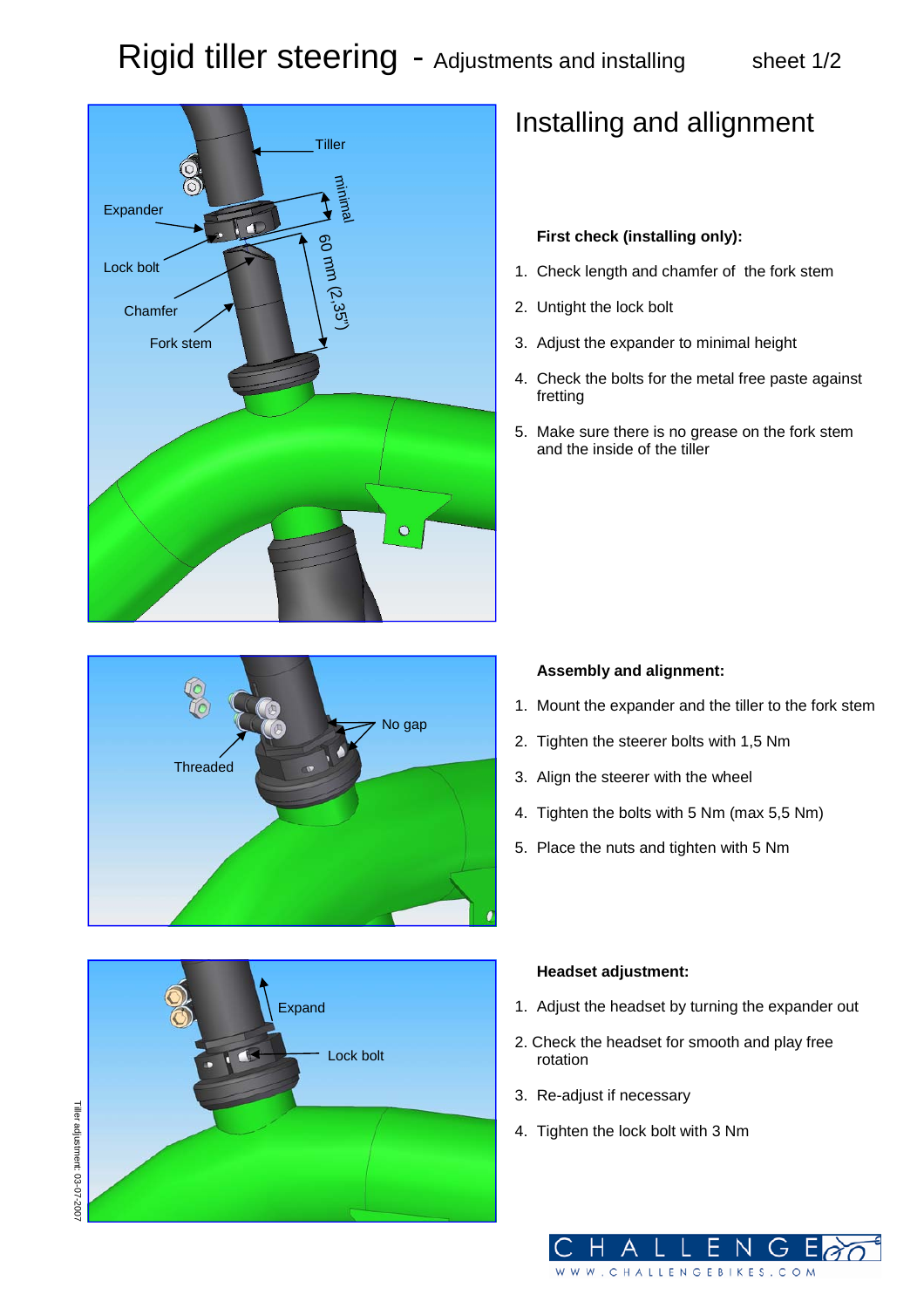# Rigid tiller steering - Adjustments and installing

sheet 1/2

## Installing and allignment

**First check (installing only):**

1. Check length and chamfer of the fork stem
2. Untight the lock bolt
3. Adjust the expander to minimal height
4. Check the bolts for the metal free paste against fretting
5. Make sure there is no grease on the fork stem and the inside of the tiller

**Assembly and alignment:**

1. Mount the expander and the tiller to the fork stem
2. Tighten the steerer bolts with 1,5 Nm
3. Align the steerer with the wheel
4. Tighten the bolts with 5 Nm (max 5,5 Nm)
5. Place the nuts and tighten with 5 Nm

**Headset adjustment:**

1. Adjust the headset by turning the expander out
2. Check the headset for smooth and play free rotation
3. Re-adjust if necessary
4. Tighten the lock bolt with 3 Nm

Tiller adjustment: 03-07-2007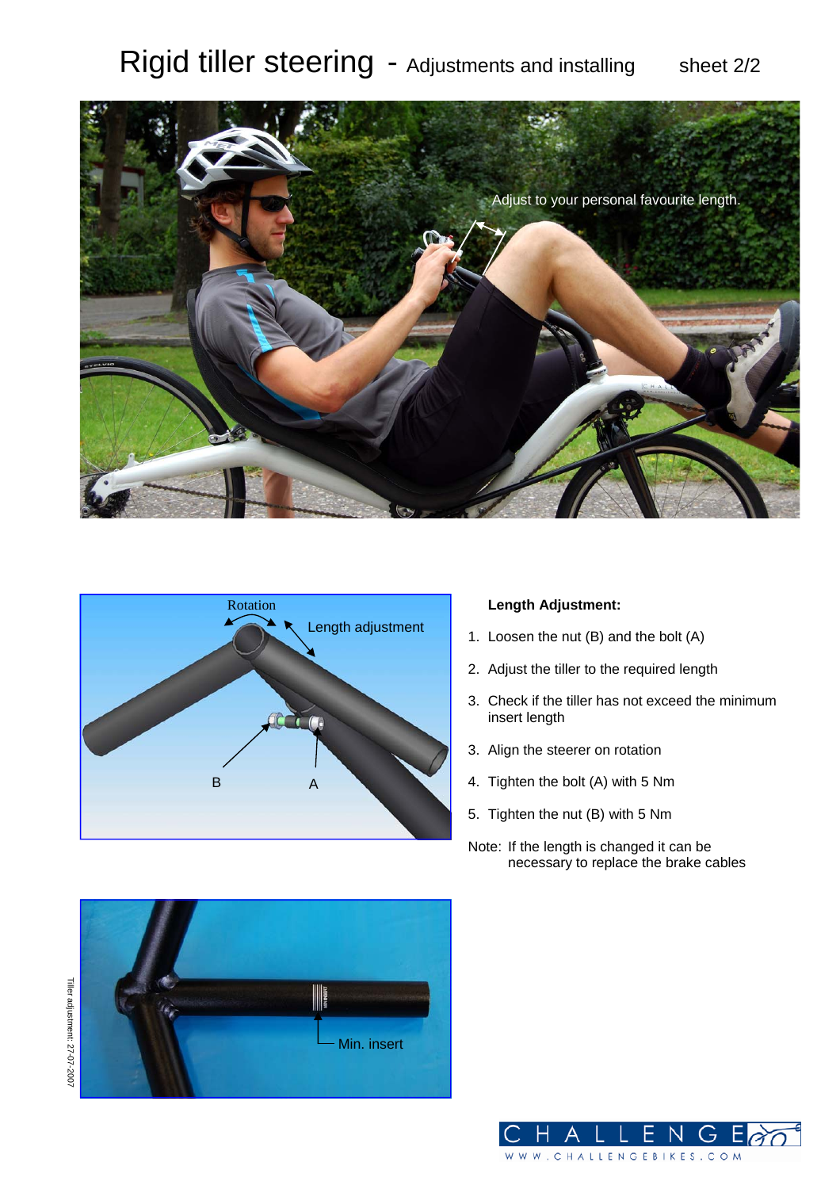# Rigid tiller steering - Adjustments and installing

sheet 2/2

Adjust to your personal favourite length.

Rotation

Length adjustment

B

A

**Length Adjustment:**

1. Loosen the nut (B) and the bolt (A)
2. Adjust the tiller to the required length
3. Check if the tiller has not exceed the minimum insert length
3. Align the steerer on rotation
4. Tighten the bolt (A) with 5 Nm
5. Tighten the nut (B) with 5 Nm

Note: If the length is changed it can be necessary to replace the brake cables

Min. insert

Tiller adjustment: 27-07-2007

CHALLENGE

WWW.CHALLENGEBIKES.COM